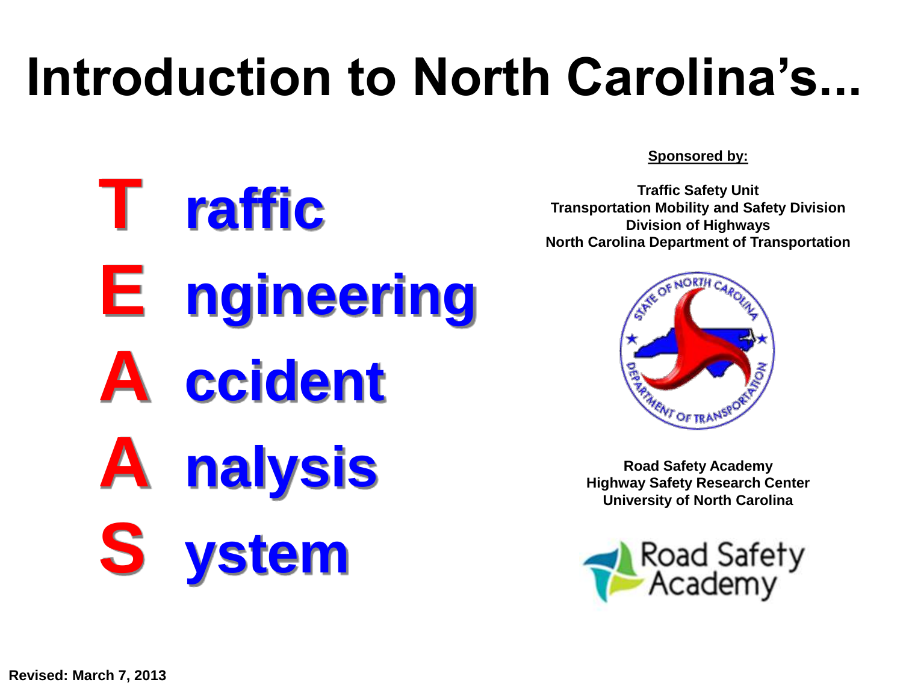# Introduction to North Carolina's...

**T raffic**
**E ngineering**
**A ccident**
**A nalysis**
**S ystem**

**Sponsored by:**

**Traffic Safety Unit**
**Transportation Mobility and Safety Division**
**Division of Highways**
**North Carolina Department of Transportation**

**Road Safety Academy**
**Highway Safety Research Center**
**University of North Carolina**

Road Safety Academy

**Revised: March 7, 2013**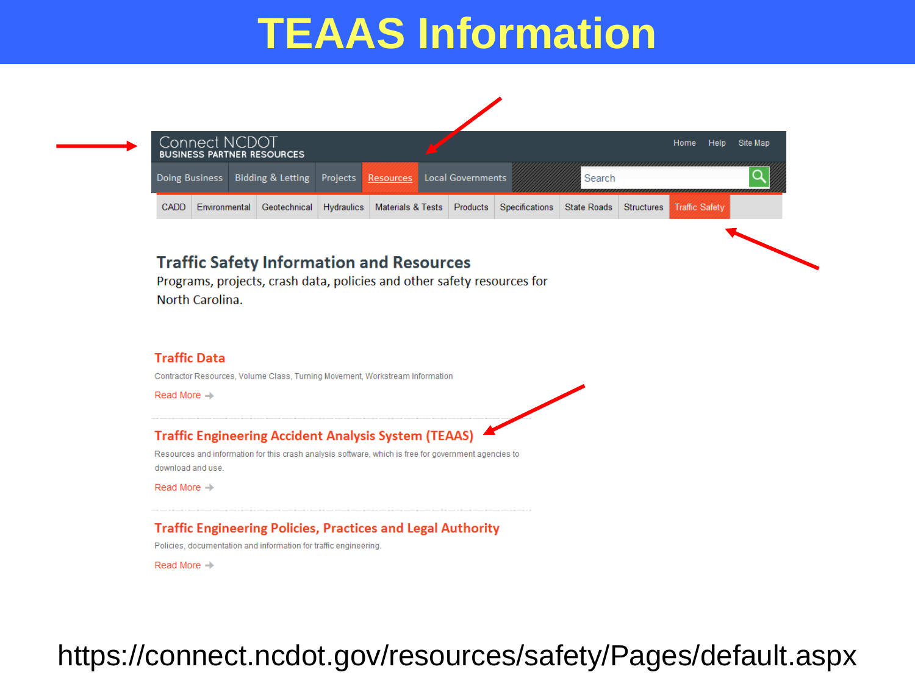# TEAAS Information

Connect NCDOT
BUSINESS PARTNER RESOURCES

Home Help Site Map

Doing Business | Bidding & Letting | Projects | Resources | Local Governments

Search

CADD | Environmental | Geotechnical | Hydraulics | Materials & Tests | Products | Specifications | State Roads | Structures | Traffic Safety

## Traffic Safety Information and Resources

Programs, projects, crash data, policies and other safety resources for North Carolina.

### Traffic Data

Contractor Resources, Volume Class, Turning Movement, Workstream Information

Read More →

### Traffic Engineering Accident Analysis System (TEAAS)

Resources and information for this crash analysis software, which is free for government agencies to download and use.

Read More →

### Traffic Engineering Policies, Practices and Legal Authority

Policies, documentation and information for traffic engineering.

Read More →

https://connect.ncdot.gov/resources/safety/Pages/default.aspx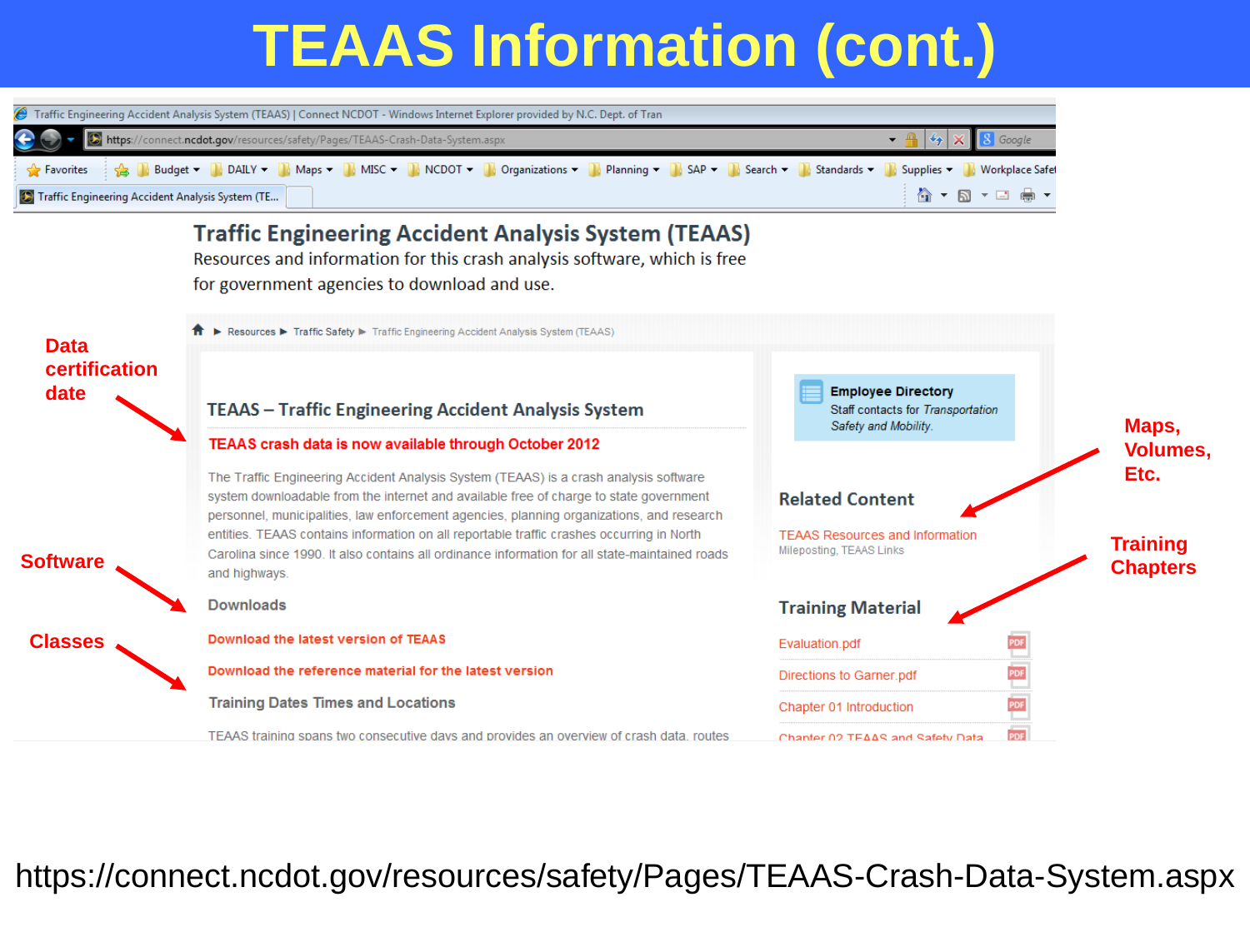# TEAAS Information (cont.)

## Traffic Engineering Accident Analysis System (TEAAS)

Resources and information for this crash analysis software, which is free for government agencies to download and use.

Resources ▶ Traffic Safety ▶ Traffic Engineering Accident Analysis System (TEAAS)

### TEAAS – Traffic Engineering Accident Analysis System

**TEAAS crash data is now available through October 2012**

The Traffic Engineering Accident Analysis System (TEAAS) is a crash analysis software system downloadable from the internet and available free of charge to state government personnel, municipalities, law enforcement agencies, planning organizations, and research entities. TEAAS contains information on all reportable traffic crashes occurring in North Carolina since 1990. It also contains all ordinance information for all state-maintained roads and highways.

#### Downloads

- Download the latest version of TEAAS
- Download the reference material for the latest version

#### Training Dates Times and Locations

TEAAS training spans two consecutive days and provides an overview of crash data, routes

**Employee Directory**
*Staff contacts for Transportation Safety and Mobility.*

#### Related Content

TEAAS Resources and Information
Mileposting, TEAAS Links

#### Training Material

- Evaluation.pdf
- Directions to Garner.pdf
- Chapter 01 Introduction
- Chapter 02 TEAAS and Safety Data

Data certification date

Software

Classes

Maps, Volumes, Etc.

Training Chapters

https://connect.ncdot.gov/resources/safety/Pages/TEAAS-Crash-Data-System.aspx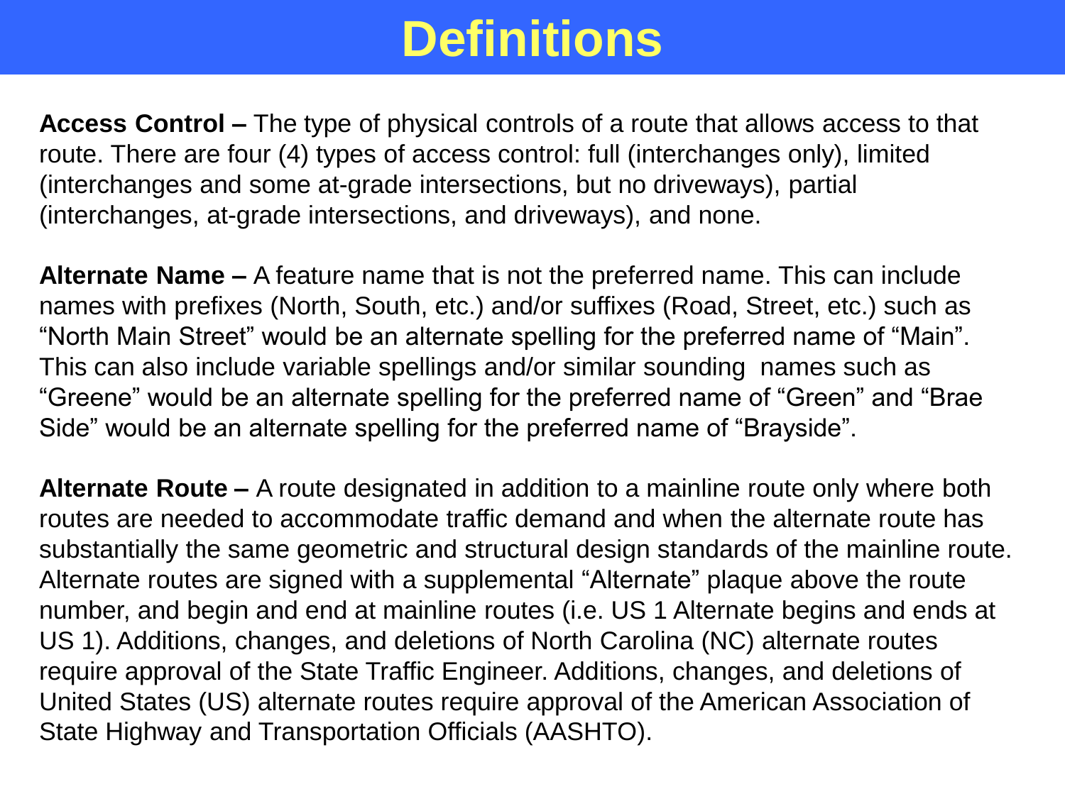# Definitions

**Access Control –** The type of physical controls of a route that allows access to that route. There are four (4) types of access control: full (interchanges only), limited (interchanges and some at-grade intersections, but no driveways), partial (interchanges, at-grade intersections, and driveways), and none.

**Alternate Name –** A feature name that is not the preferred name. This can include names with prefixes (North, South, etc.) and/or suffixes (Road, Street, etc.) such as "North Main Street" would be an alternate spelling for the preferred name of "Main". This can also include variable spellings and/or similar sounding names such as "Greene" would be an alternate spelling for the preferred name of "Green" and "Brae Side" would be an alternate spelling for the preferred name of "Brayside".

**Alternate Route –** A route designated in addition to a mainline route only where both routes are needed to accommodate traffic demand and when the alternate route has substantially the same geometric and structural design standards of the mainline route. Alternate routes are signed with a supplemental "Alternate" plaque above the route number, and begin and end at mainline routes (i.e. US 1 Alternate begins and ends at US 1). Additions, changes, and deletions of North Carolina (NC) alternate routes require approval of the State Traffic Engineer. Additions, changes, and deletions of United States (US) alternate routes require approval of the American Association of State Highway and Transportation Officials (AASHTO).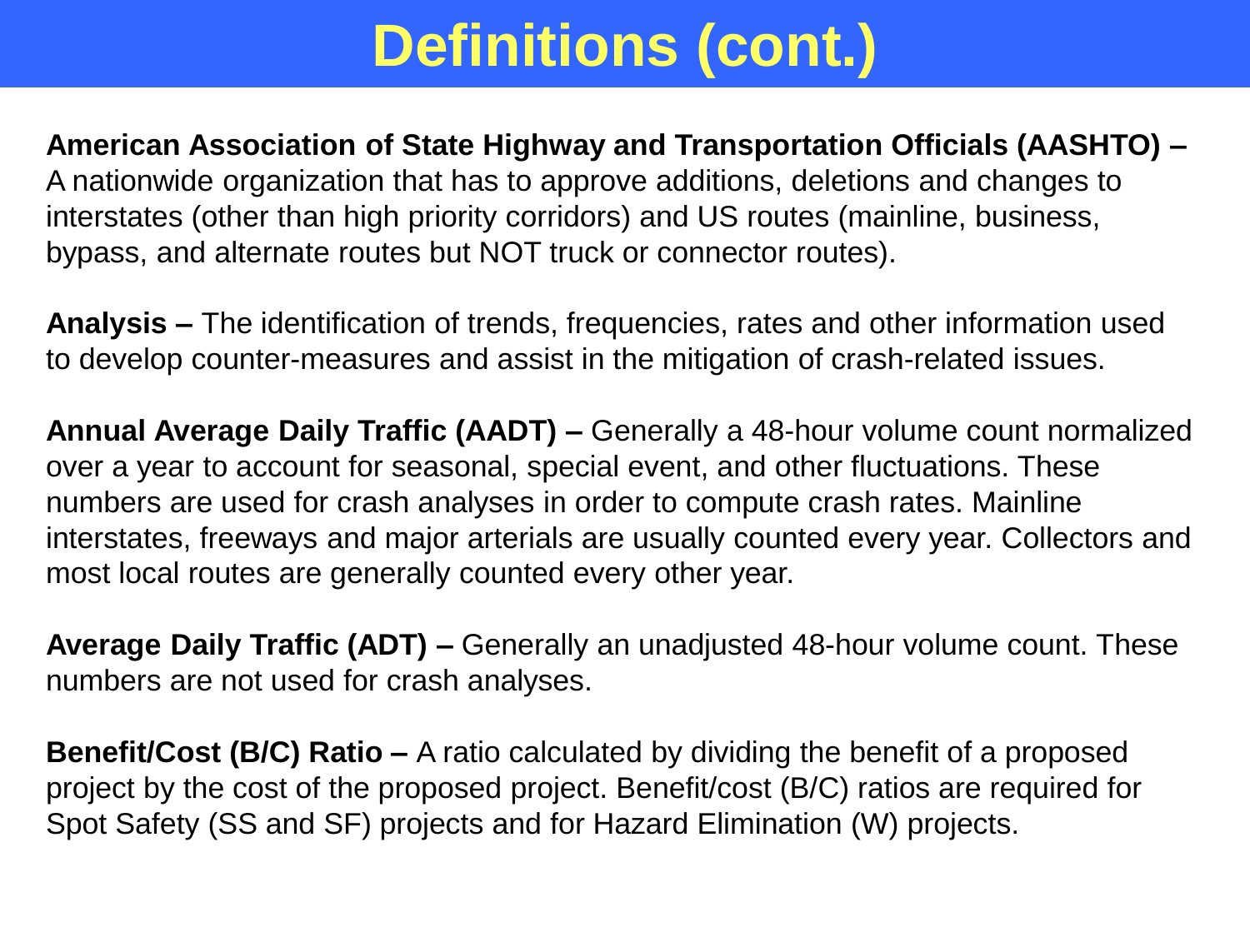# Definitions (cont.)

**American Association of State Highway and Transportation Officials (AASHTO) –** A nationwide organization that has to approve additions, deletions and changes to interstates (other than high priority corridors) and US routes (mainline, business, bypass, and alternate routes but NOT truck or connector routes).

**Analysis –** The identification of trends, frequencies, rates and other information used to develop counter-measures and assist in the mitigation of crash-related issues.

**Annual Average Daily Traffic (AADT) –** Generally a 48-hour volume count normalized over a year to account for seasonal, special event, and other fluctuations. These numbers are used for crash analyses in order to compute crash rates. Mainline interstates, freeways and major arterials are usually counted every year. Collectors and most local routes are generally counted every other year.

**Average Daily Traffic (ADT) –** Generally an unadjusted 48-hour volume count. These numbers are not used for crash analyses.

**Benefit/Cost (B/C) Ratio –** A ratio calculated by dividing the benefit of a proposed project by the cost of the proposed project. Benefit/cost (B/C) ratios are required for Spot Safety (SS and SF) projects and for Hazard Elimination (W) projects.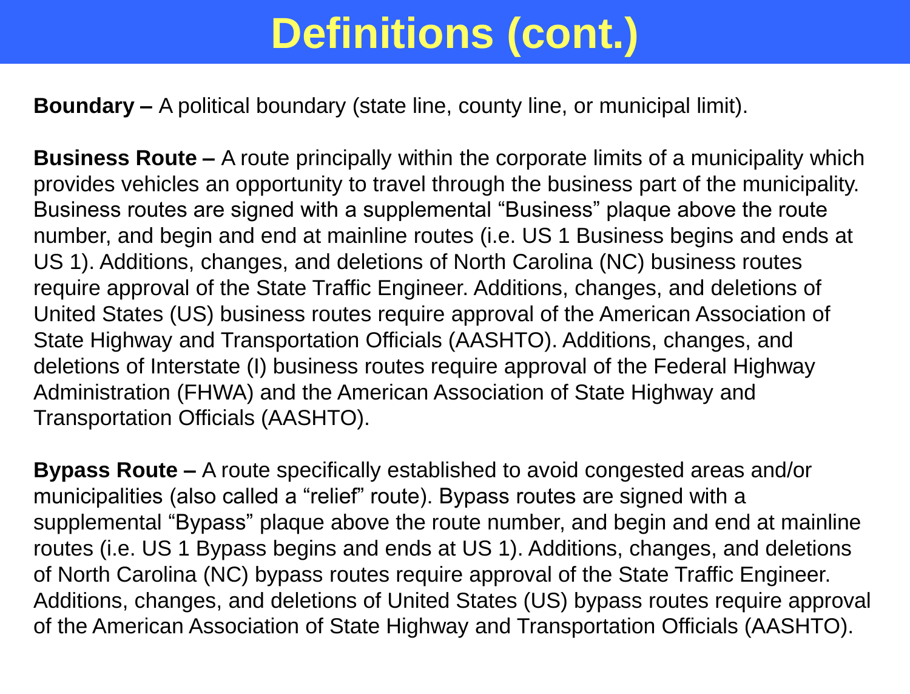# Definitions (cont.)

**Boundary –** A political boundary (state line, county line, or municipal limit).

**Business Route –** A route principally within the corporate limits of a municipality which provides vehicles an opportunity to travel through the business part of the municipality. Business routes are signed with a supplemental "Business" plaque above the route number, and begin and end at mainline routes (i.e. US 1 Business begins and ends at US 1). Additions, changes, and deletions of North Carolina (NC) business routes require approval of the State Traffic Engineer. Additions, changes, and deletions of United States (US) business routes require approval of the American Association of State Highway and Transportation Officials (AASHTO). Additions, changes, and deletions of Interstate (I) business routes require approval of the Federal Highway Administration (FHWA) and the American Association of State Highway and Transportation Officials (AASHTO).

**Bypass Route –** A route specifically established to avoid congested areas and/or municipalities (also called a "relief" route). Bypass routes are signed with a supplemental "Bypass" plaque above the route number, and begin and end at mainline routes (i.e. US 1 Bypass begins and ends at US 1). Additions, changes, and deletions of North Carolina (NC) bypass routes require approval of the State Traffic Engineer. Additions, changes, and deletions of United States (US) bypass routes require approval of the American Association of State Highway and Transportation Officials (AASHTO).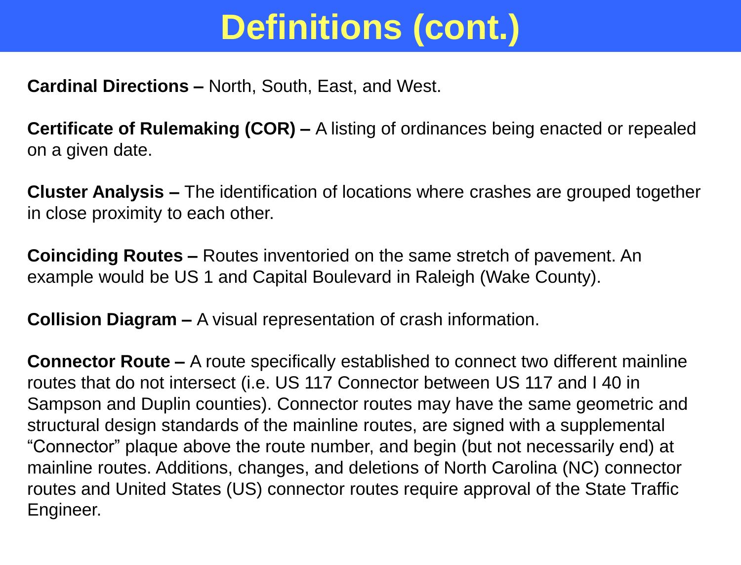# Definitions (cont.)

**Cardinal Directions –** North, South, East, and West.

**Certificate of Rulemaking (COR) –** A listing of ordinances being enacted or repealed on a given date.

**Cluster Analysis –** The identification of locations where crashes are grouped together in close proximity to each other.

**Coinciding Routes –** Routes inventoried on the same stretch of pavement. An example would be US 1 and Capital Boulevard in Raleigh (Wake County).

**Collision Diagram –** A visual representation of crash information.

**Connector Route –** A route specifically established to connect two different mainline routes that do not intersect (i.e. US 117 Connector between US 117 and I 40 in Sampson and Duplin counties). Connector routes may have the same geometric and structural design standards of the mainline routes, are signed with a supplemental "Connector" plaque above the route number, and begin (but not necessarily end) at mainline routes. Additions, changes, and deletions of North Carolina (NC) connector routes and United States (US) connector routes require approval of the State Traffic Engineer.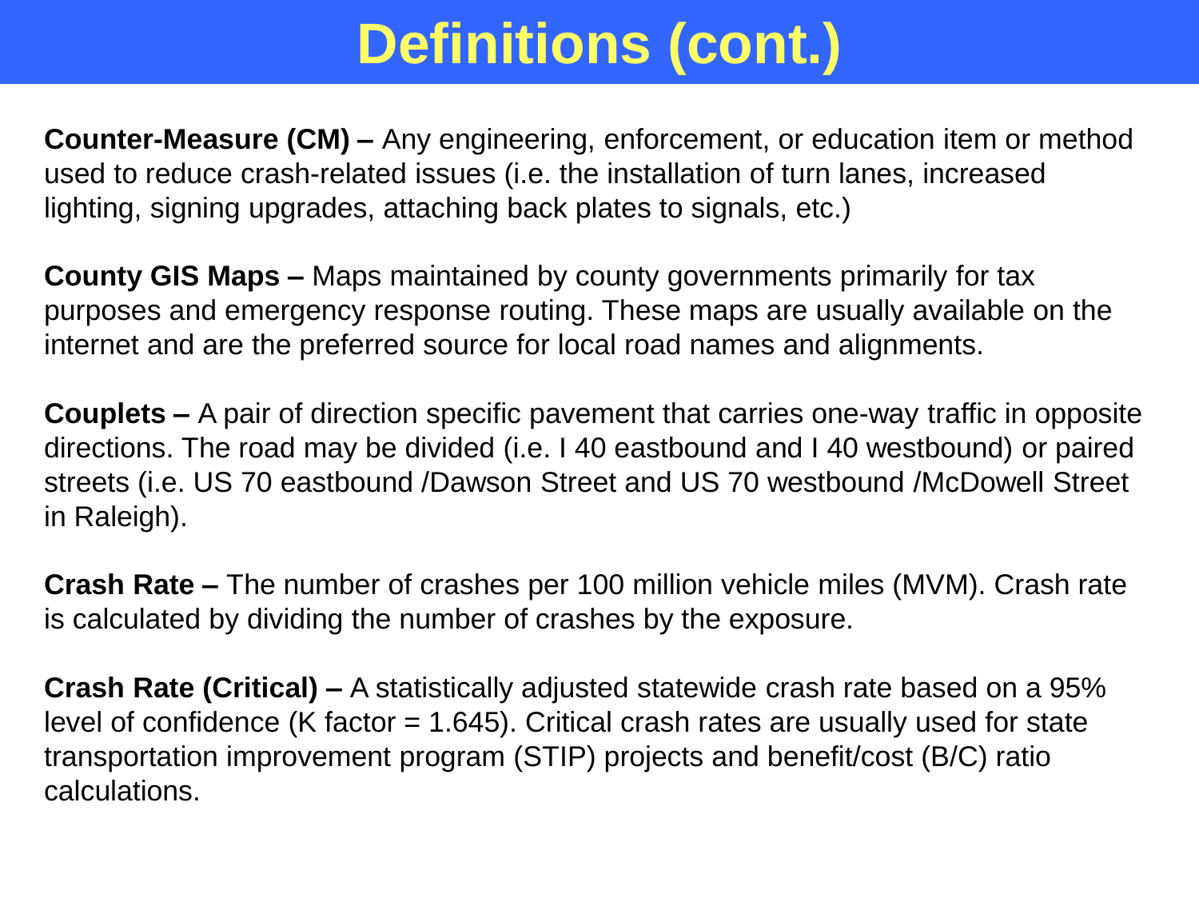# Definitions (cont.)

**Counter-Measure (CM) –** Any engineering, enforcement, or education item or method used to reduce crash-related issues (i.e. the installation of turn lanes, increased lighting, signing upgrades, attaching back plates to signals, etc.)

**County GIS Maps –** Maps maintained by county governments primarily for tax purposes and emergency response routing. These maps are usually available on the internet and are the preferred source for local road names and alignments.

**Couplets –** A pair of direction specific pavement that carries one-way traffic in opposite directions. The road may be divided (i.e. I 40 eastbound and I 40 westbound) or paired streets (i.e. US 70 eastbound /Dawson Street and US 70 westbound /McDowell Street in Raleigh).

**Crash Rate –** The number of crashes per 100 million vehicle miles (MVM). Crash rate is calculated by dividing the number of crashes by the exposure.

**Crash Rate (Critical) –** A statistically adjusted statewide crash rate based on a 95% level of confidence (K factor = 1.645). Critical crash rates are usually used for state transportation improvement program (STIP) projects and benefit/cost (B/C) ratio calculations.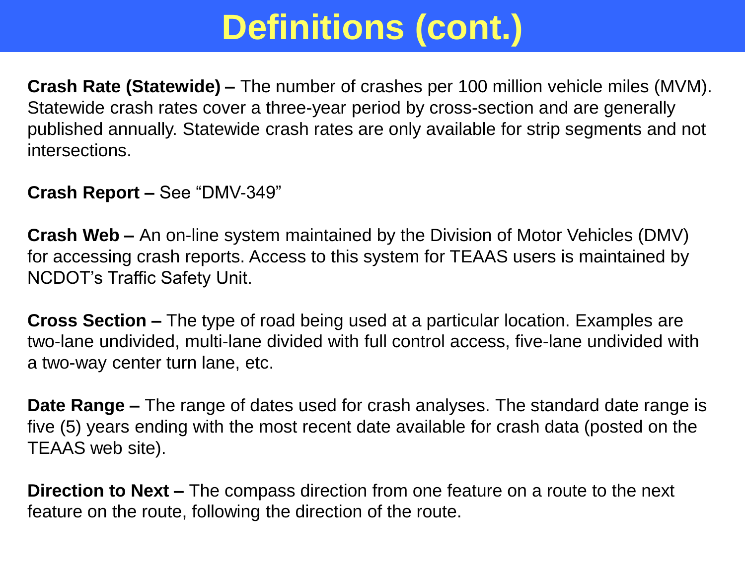# Definitions (cont.)

**Crash Rate (Statewide) –** The number of crashes per 100 million vehicle miles (MVM). Statewide crash rates cover a three-year period by cross-section and are generally published annually. Statewide crash rates are only available for strip segments and not intersections.

**Crash Report –** See "DMV-349"

**Crash Web –** An on-line system maintained by the Division of Motor Vehicles (DMV) for accessing crash reports. Access to this system for TEAAS users is maintained by NCDOT's Traffic Safety Unit.

**Cross Section –** The type of road being used at a particular location. Examples are two-lane undivided, multi-lane divided with full control access, five-lane undivided with a two-way center turn lane, etc.

**Date Range –** The range of dates used for crash analyses. The standard date range is five (5) years ending with the most recent date available for crash data (posted on the TEAAS web site).

**Direction to Next –** The compass direction from one feature on a route to the next feature on the route, following the direction of the route.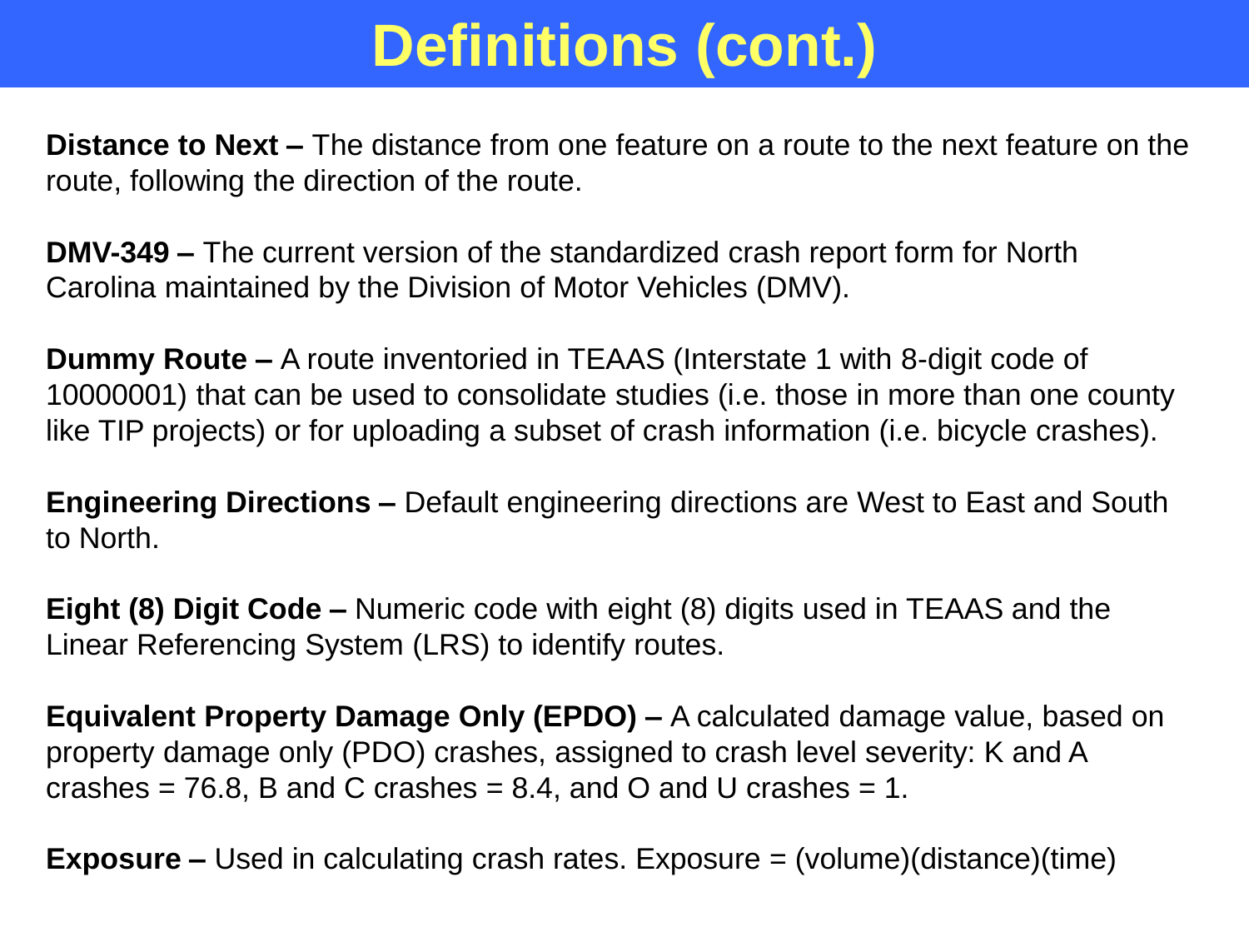# Definitions (cont.)

**Distance to Next –** The distance from one feature on a route to the next feature on the route, following the direction of the route.

**DMV-349 –** The current version of the standardized crash report form for North Carolina maintained by the Division of Motor Vehicles (DMV).

**Dummy Route –** A route inventoried in TEAAS (Interstate 1 with 8-digit code of 10000001) that can be used to consolidate studies (i.e. those in more than one county like TIP projects) or for uploading a subset of crash information (i.e. bicycle crashes).

**Engineering Directions –** Default engineering directions are West to East and South to North.

**Eight (8) Digit Code –** Numeric code with eight (8) digits used in TEAAS and the Linear Referencing System (LRS) to identify routes.

**Equivalent Property Damage Only (EPDO) –** A calculated damage value, based on property damage only (PDO) crashes, assigned to crash level severity: K and A crashes = 76.8, B and C crashes = 8.4, and O and U crashes = 1.

**Exposure –** Used in calculating crash rates. Exposure = (volume)(distance)(time)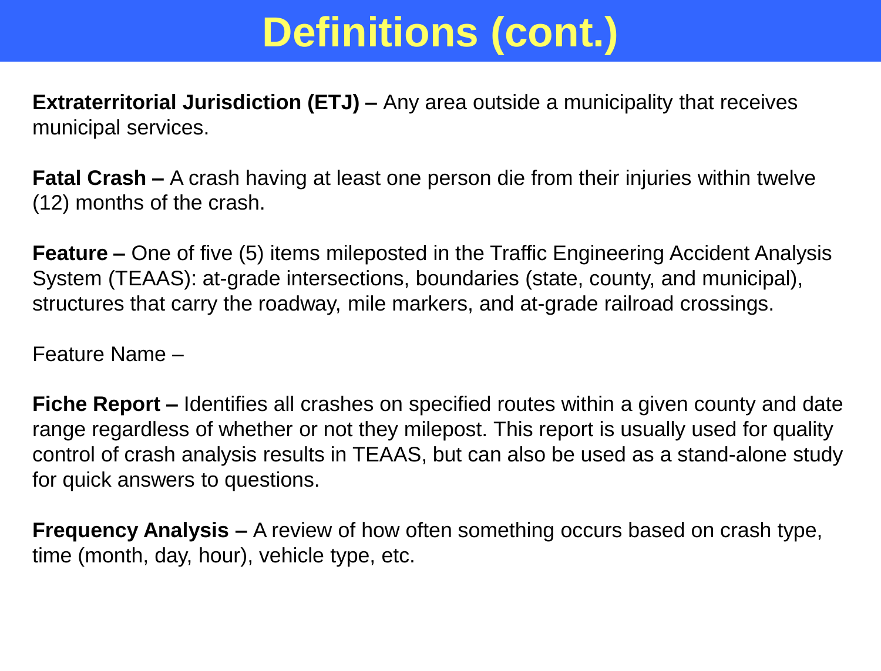# Definitions (cont.)

**Extraterritorial Jurisdiction (ETJ) –** Any area outside a municipality that receives municipal services.

**Fatal Crash –** A crash having at least one person die from their injuries within twelve (12) months of the crash.

**Feature –** One of five (5) items mileposted in the Traffic Engineering Accident Analysis System (TEAAS): at-grade intersections, boundaries (state, county, and municipal), structures that carry the roadway, mile markers, and at-grade railroad crossings.

Feature Name –

**Fiche Report –** Identifies all crashes on specified routes within a given county and date range regardless of whether or not they milepost. This report is usually used for quality control of crash analysis results in TEAAS, but can also be used as a stand-alone study for quick answers to questions.

**Frequency Analysis –** A review of how often something occurs based on crash type, time (month, day, hour), vehicle type, etc.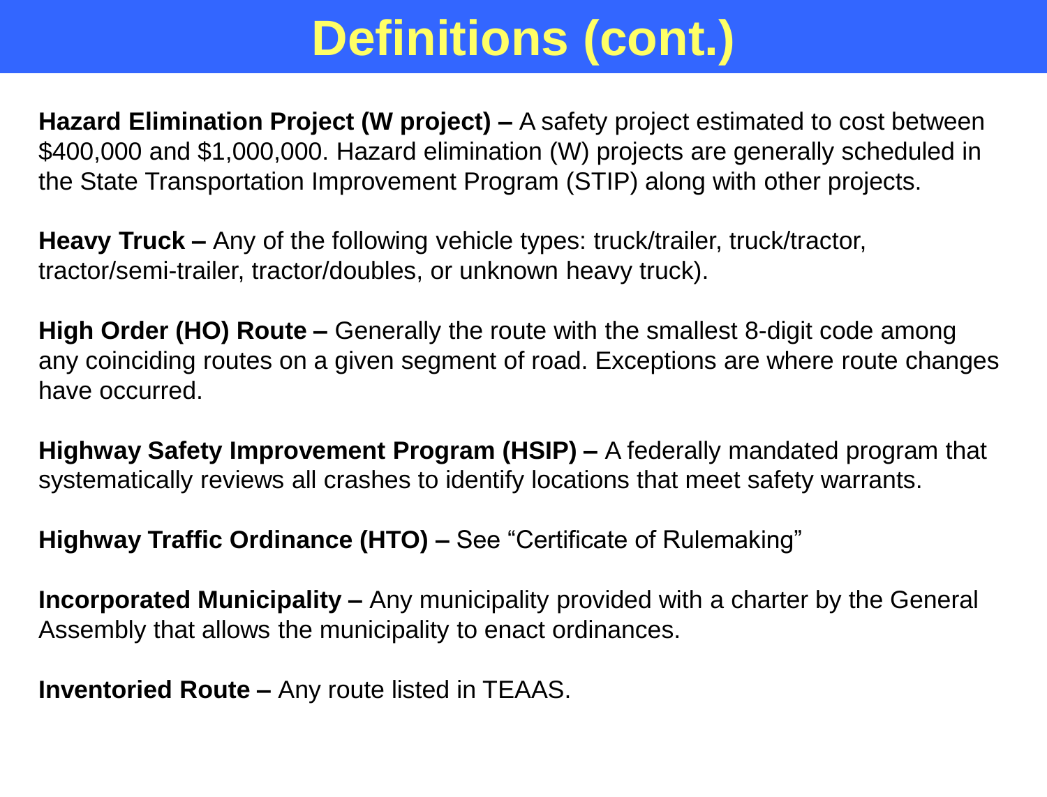# Definitions (cont.)

**Hazard Elimination Project (W project) –** A safety project estimated to cost between $400,000 and $1,000,000. Hazard elimination (W) projects are generally scheduled in the State Transportation Improvement Program (STIP) along with other projects.

**Heavy Truck –** Any of the following vehicle types: truck/trailer, truck/tractor, tractor/semi-trailer, tractor/doubles, or unknown heavy truck).

**High Order (HO) Route –** Generally the route with the smallest 8-digit code among any coinciding routes on a given segment of road. Exceptions are where route changes have occurred.

**Highway Safety Improvement Program (HSIP) –** A federally mandated program that systematically reviews all crashes to identify locations that meet safety warrants.

**Highway Traffic Ordinance (HTO) –** See "Certificate of Rulemaking"

**Incorporated Municipality –** Any municipality provided with a charter by the General Assembly that allows the municipality to enact ordinances.

**Inventoried Route –** Any route listed in TEAAS.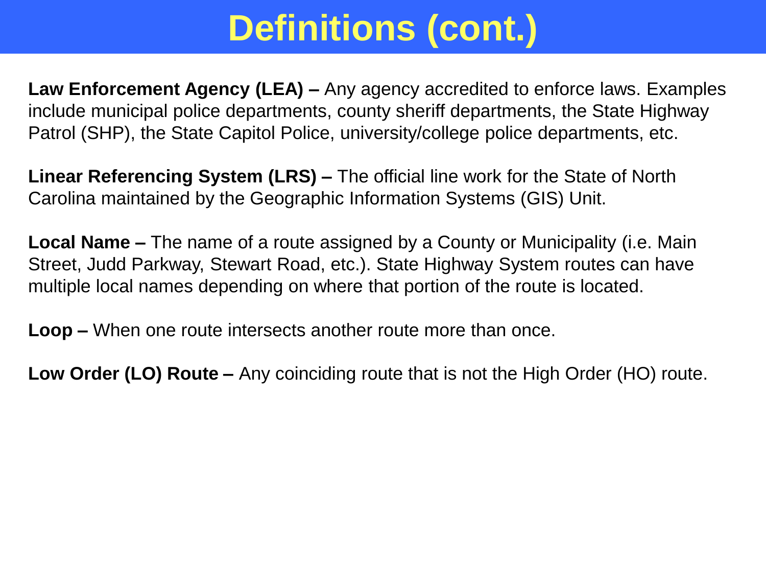# Definitions (cont.)

**Law Enforcement Agency (LEA) –** Any agency accredited to enforce laws. Examples include municipal police departments, county sheriff departments, the State Highway Patrol (SHP), the State Capitol Police, university/college police departments, etc.

**Linear Referencing System (LRS) –** The official line work for the State of North Carolina maintained by the Geographic Information Systems (GIS) Unit.

**Local Name –** The name of a route assigned by a County or Municipality (i.e. Main Street, Judd Parkway, Stewart Road, etc.). State Highway System routes can have multiple local names depending on where that portion of the route is located.

**Loop –** When one route intersects another route more than once.

**Low Order (LO) Route –** Any coinciding route that is not the High Order (HO) route.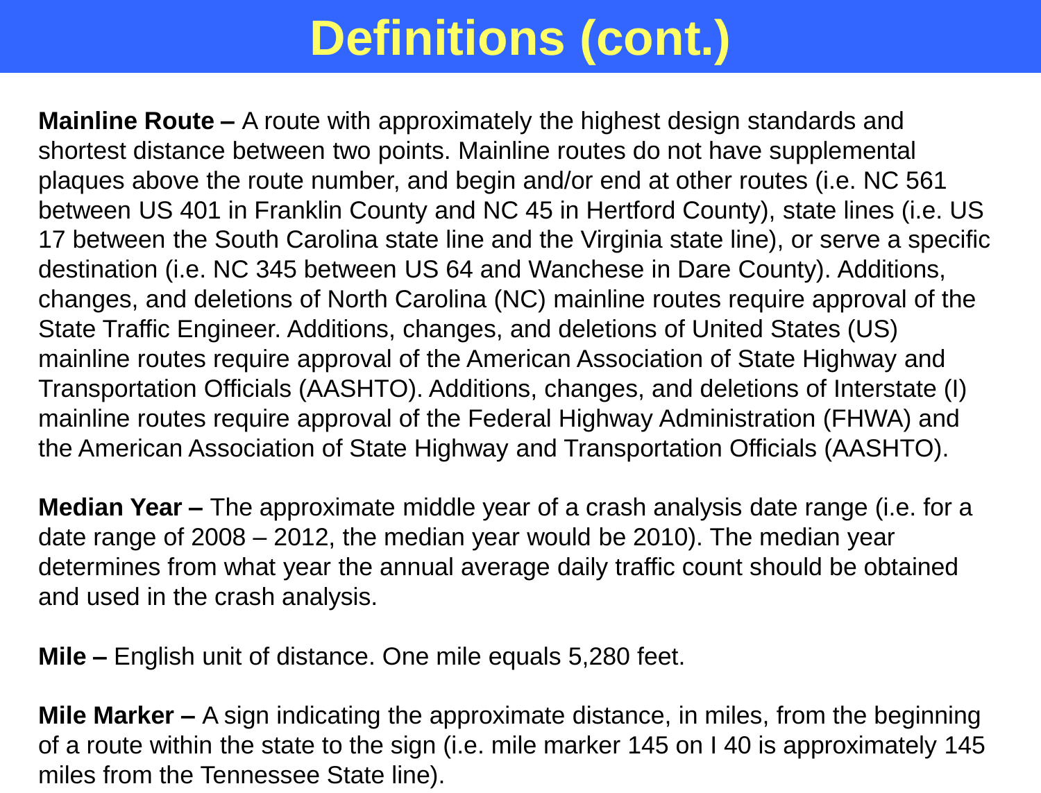# Definitions (cont.)

**Mainline Route –** A route with approximately the highest design standards and shortest distance between two points. Mainline routes do not have supplemental plaques above the route number, and begin and/or end at other routes (i.e. NC 561 between US 401 in Franklin County and NC 45 in Hertford County), state lines (i.e. US 17 between the South Carolina state line and the Virginia state line), or serve a specific destination (i.e. NC 345 between US 64 and Wanchese in Dare County). Additions, changes, and deletions of North Carolina (NC) mainline routes require approval of the State Traffic Engineer. Additions, changes, and deletions of United States (US) mainline routes require approval of the American Association of State Highway and Transportation Officials (AASHTO). Additions, changes, and deletions of Interstate (I) mainline routes require approval of the Federal Highway Administration (FHWA) and the American Association of State Highway and Transportation Officials (AASHTO).

**Median Year –** The approximate middle year of a crash analysis date range (i.e. for a date range of 2008 – 2012, the median year would be 2010). The median year determines from what year the annual average daily traffic count should be obtained and used in the crash analysis.

**Mile –** English unit of distance. One mile equals 5,280 feet.

**Mile Marker –** A sign indicating the approximate distance, in miles, from the beginning of a route within the state to the sign (i.e. mile marker 145 on I 40 is approximately 145 miles from the Tennessee State line).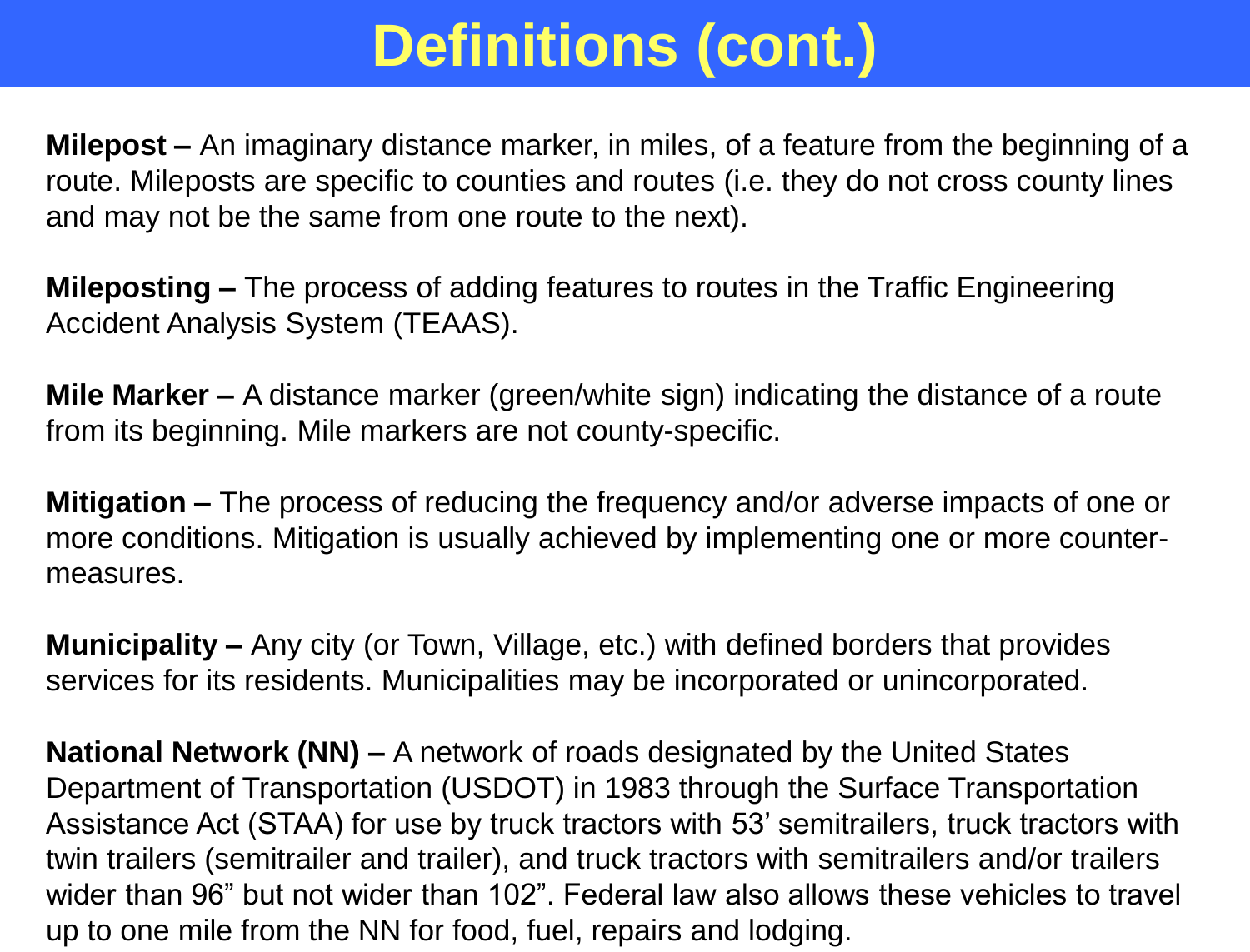# Definitions (cont.)

**Milepost –** An imaginary distance marker, in miles, of a feature from the beginning of a route. Mileposts are specific to counties and routes (i.e. they do not cross county lines and may not be the same from one route to the next).

**Mileposting –** The process of adding features to routes in the Traffic Engineering Accident Analysis System (TEAAS).

**Mile Marker –** A distance marker (green/white sign) indicating the distance of a route from its beginning. Mile markers are not county-specific.

**Mitigation –** The process of reducing the frequency and/or adverse impacts of one or more conditions. Mitigation is usually achieved by implementing one or more counter-measures.

**Municipality –** Any city (or Town, Village, etc.) with defined borders that provides services for its residents. Municipalities may be incorporated or unincorporated.

**National Network (NN) –** A network of roads designated by the United States Department of Transportation (USDOT) in 1983 through the Surface Transportation Assistance Act (STAA) for use by truck tractors with 53' semitrailers, truck tractors with twin trailers (semitrailer and trailer), and truck tractors with semitrailers and/or trailers wider than 96" but not wider than 102". Federal law also allows these vehicles to travel up to one mile from the NN for food, fuel, repairs and lodging.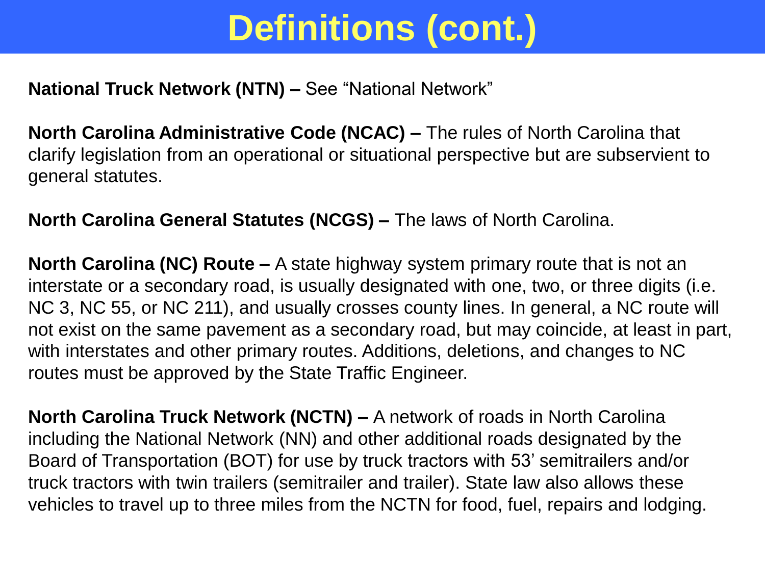# Definitions (cont.)

**National Truck Network (NTN) –** See "National Network"

**North Carolina Administrative Code (NCAC) –** The rules of North Carolina that clarify legislation from an operational or situational perspective but are subservient to general statutes.

**North Carolina General Statutes (NCGS) –** The laws of North Carolina.

**North Carolina (NC) Route –** A state highway system primary route that is not an interstate or a secondary road, is usually designated with one, two, or three digits (i.e. NC 3, NC 55, or NC 211), and usually crosses county lines. In general, a NC route will not exist on the same pavement as a secondary road, but may coincide, at least in part, with interstates and other primary routes. Additions, deletions, and changes to NC routes must be approved by the State Traffic Engineer.

**North Carolina Truck Network (NCTN) –** A network of roads in North Carolina including the National Network (NN) and other additional roads designated by the Board of Transportation (BOT) for use by truck tractors with 53' semitrailers and/or truck tractors with twin trailers (semitrailer and trailer). State law also allows these vehicles to travel up to three miles from the NCTN for food, fuel, repairs and lodging.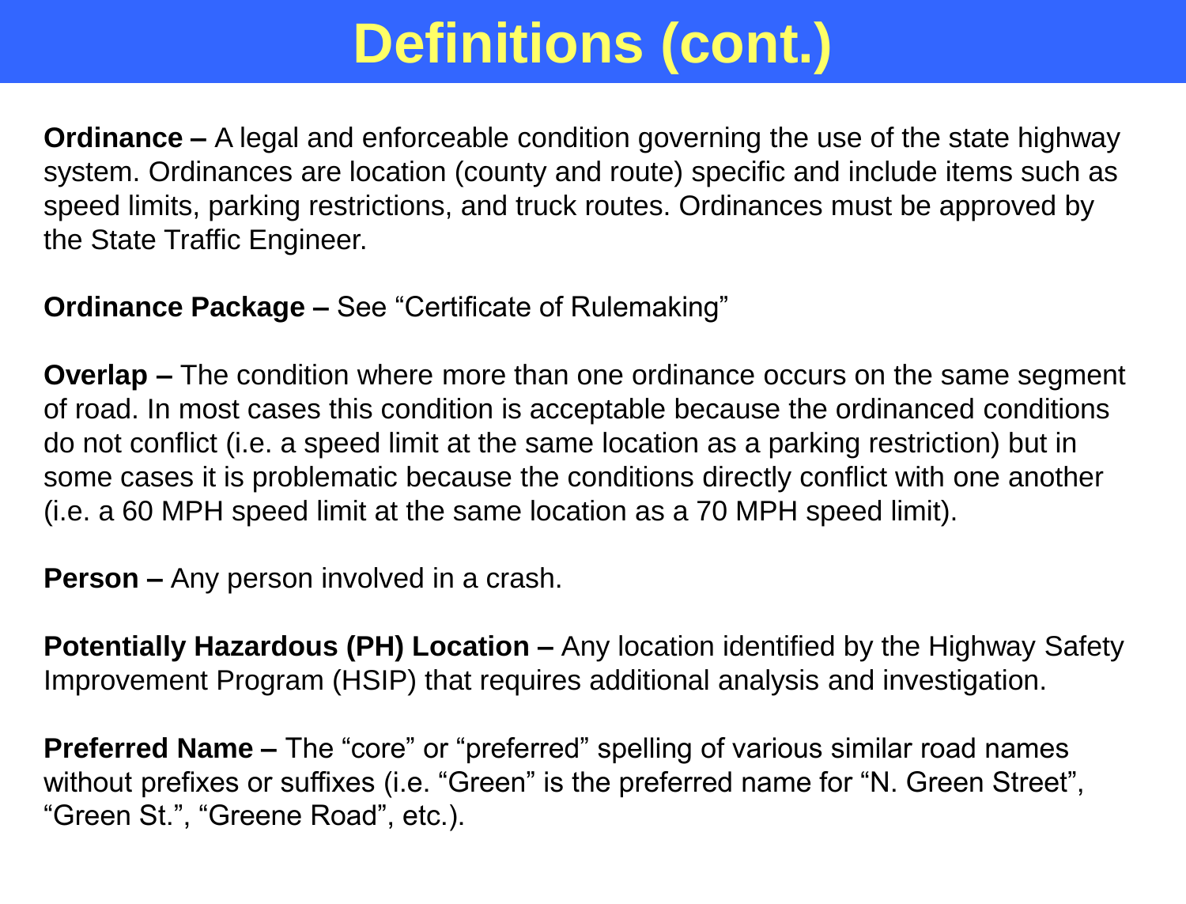# Definitions (cont.)

**Ordinance –** A legal and enforceable condition governing the use of the state highway system. Ordinances are location (county and route) specific and include items such as speed limits, parking restrictions, and truck routes. Ordinances must be approved by the State Traffic Engineer.

**Ordinance Package –** See "Certificate of Rulemaking"

**Overlap –** The condition where more than one ordinance occurs on the same segment of road. In most cases this condition is acceptable because the ordinanced conditions do not conflict (i.e. a speed limit at the same location as a parking restriction) but in some cases it is problematic because the conditions directly conflict with one another (i.e. a 60 MPH speed limit at the same location as a 70 MPH speed limit).

**Person –** Any person involved in a crash.

**Potentially Hazardous (PH) Location –** Any location identified by the Highway Safety Improvement Program (HSIP) that requires additional analysis and investigation.

**Preferred Name –** The "core" or "preferred" spelling of various similar road names without prefixes or suffixes (i.e. "Green" is the preferred name for "N. Green Street", "Green St.", "Greene Road", etc.).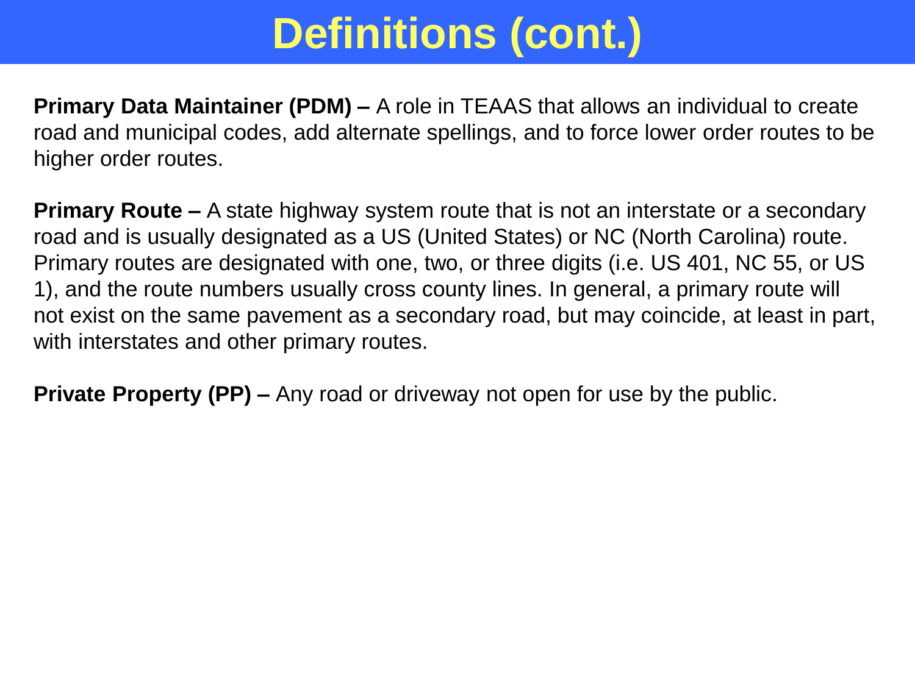# Definitions (cont.)

**Primary Data Maintainer (PDM) –** A role in TEAAS that allows an individual to create road and municipal codes, add alternate spellings, and to force lower order routes to be higher order routes.

**Primary Route –** A state highway system route that is not an interstate or a secondary road and is usually designated as a US (United States) or NC (North Carolina) route. Primary routes are designated with one, two, or three digits (i.e. US 401, NC 55, or US 1), and the route numbers usually cross county lines. In general, a primary route will not exist on the same pavement as a secondary road, but may coincide, at least in part, with interstates and other primary routes.

**Private Property (PP) –** Any road or driveway not open for use by the public.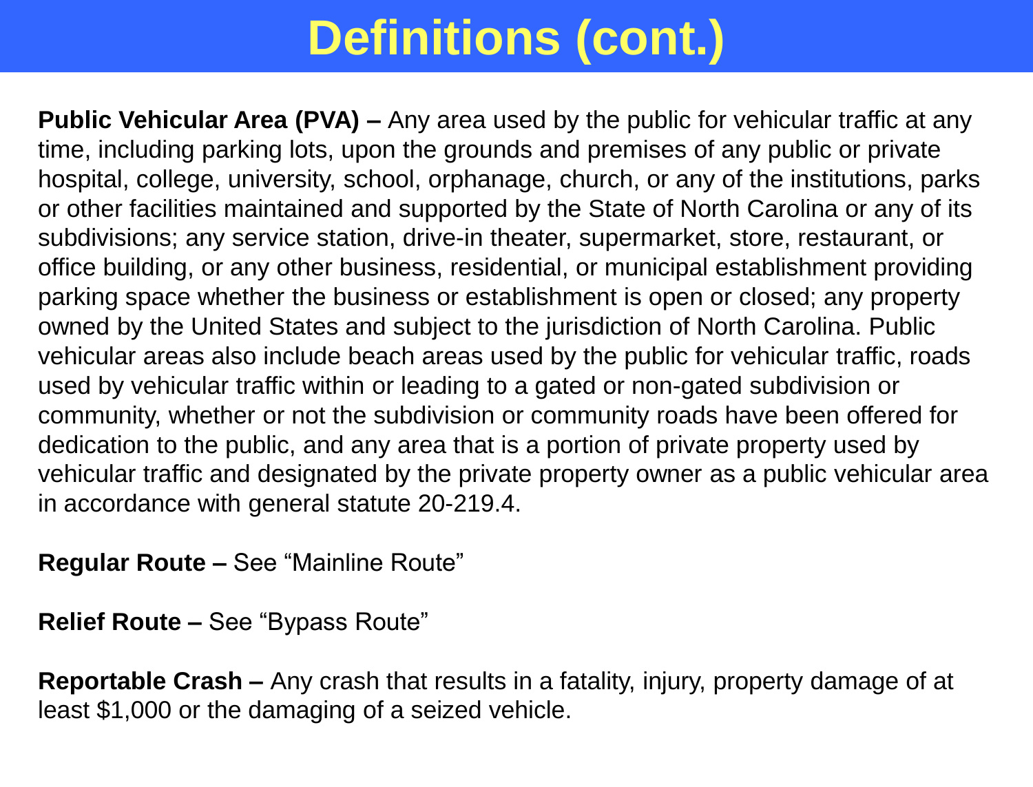# Definitions (cont.)

**Public Vehicular Area (PVA) –** Any area used by the public for vehicular traffic at any time, including parking lots, upon the grounds and premises of any public or private hospital, college, university, school, orphanage, church, or any of the institutions, parks or other facilities maintained and supported by the State of North Carolina or any of its subdivisions; any service station, drive-in theater, supermarket, store, restaurant, or office building, or any other business, residential, or municipal establishment providing parking space whether the business or establishment is open or closed; any property owned by the United States and subject to the jurisdiction of North Carolina. Public vehicular areas also include beach areas used by the public for vehicular traffic, roads used by vehicular traffic within or leading to a gated or non-gated subdivision or community, whether or not the subdivision or community roads have been offered for dedication to the public, and any area that is a portion of private property used by vehicular traffic and designated by the private property owner as a public vehicular area in accordance with general statute 20-219.4.

**Regular Route –** See "Mainline Route"

**Relief Route –** See "Bypass Route"

**Reportable Crash –** Any crash that results in a fatality, injury, property damage of at least $1,000 or the damaging of a seized vehicle.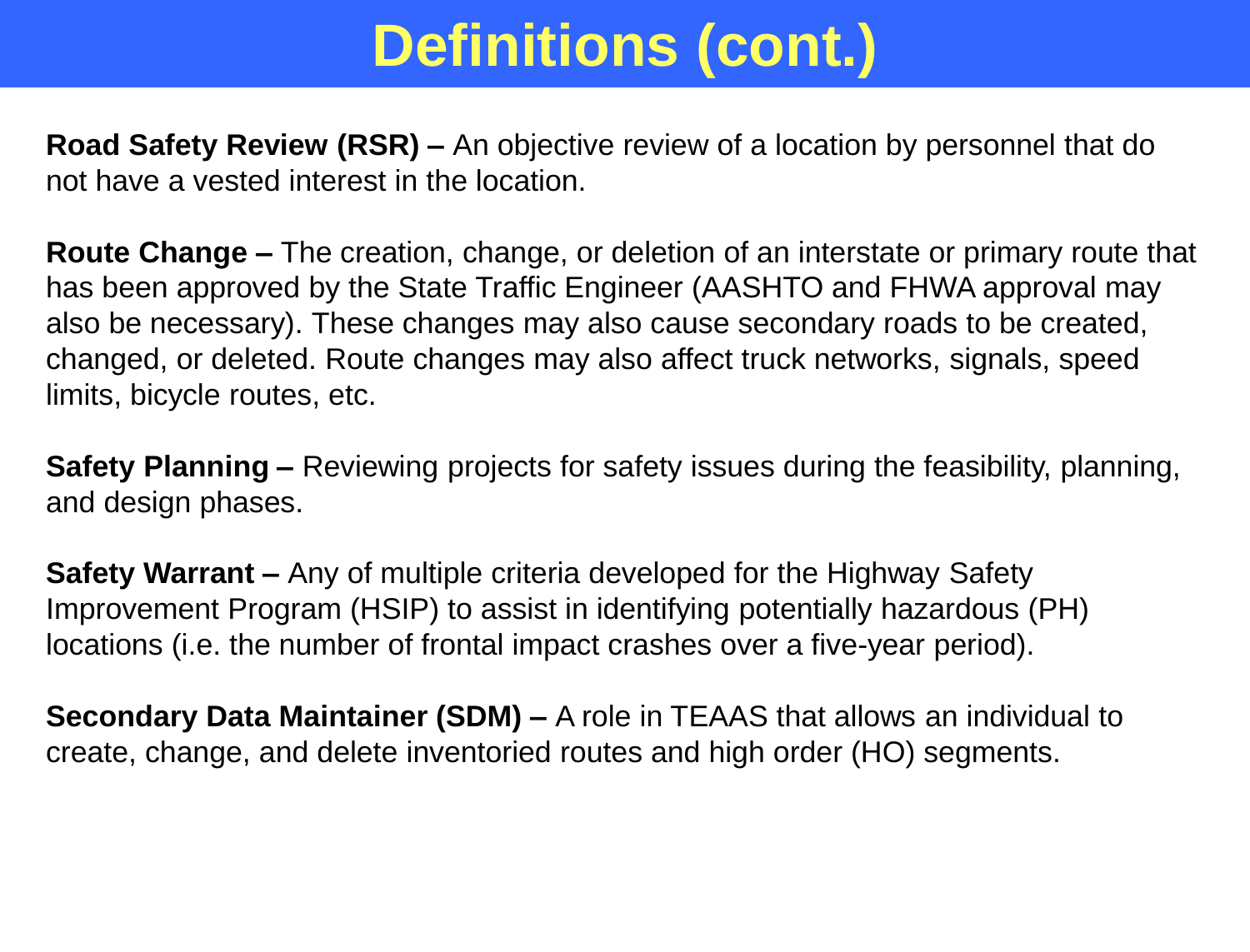# Definitions (cont.)

**Road Safety Review (RSR) –** An objective review of a location by personnel that do not have a vested interest in the location.

**Route Change –** The creation, change, or deletion of an interstate or primary route that has been approved by the State Traffic Engineer (AASHTO and FHWA approval may also be necessary). These changes may also cause secondary roads to be created, changed, or deleted. Route changes may also affect truck networks, signals, speed limits, bicycle routes, etc.

**Safety Planning –** Reviewing projects for safety issues during the feasibility, planning, and design phases.

**Safety Warrant –** Any of multiple criteria developed for the Highway Safety Improvement Program (HSIP) to assist in identifying potentially hazardous (PH) locations (i.e. the number of frontal impact crashes over a five-year period).

**Secondary Data Maintainer (SDM) –** A role in TEAAS that allows an individual to create, change, and delete inventoried routes and high order (HO) segments.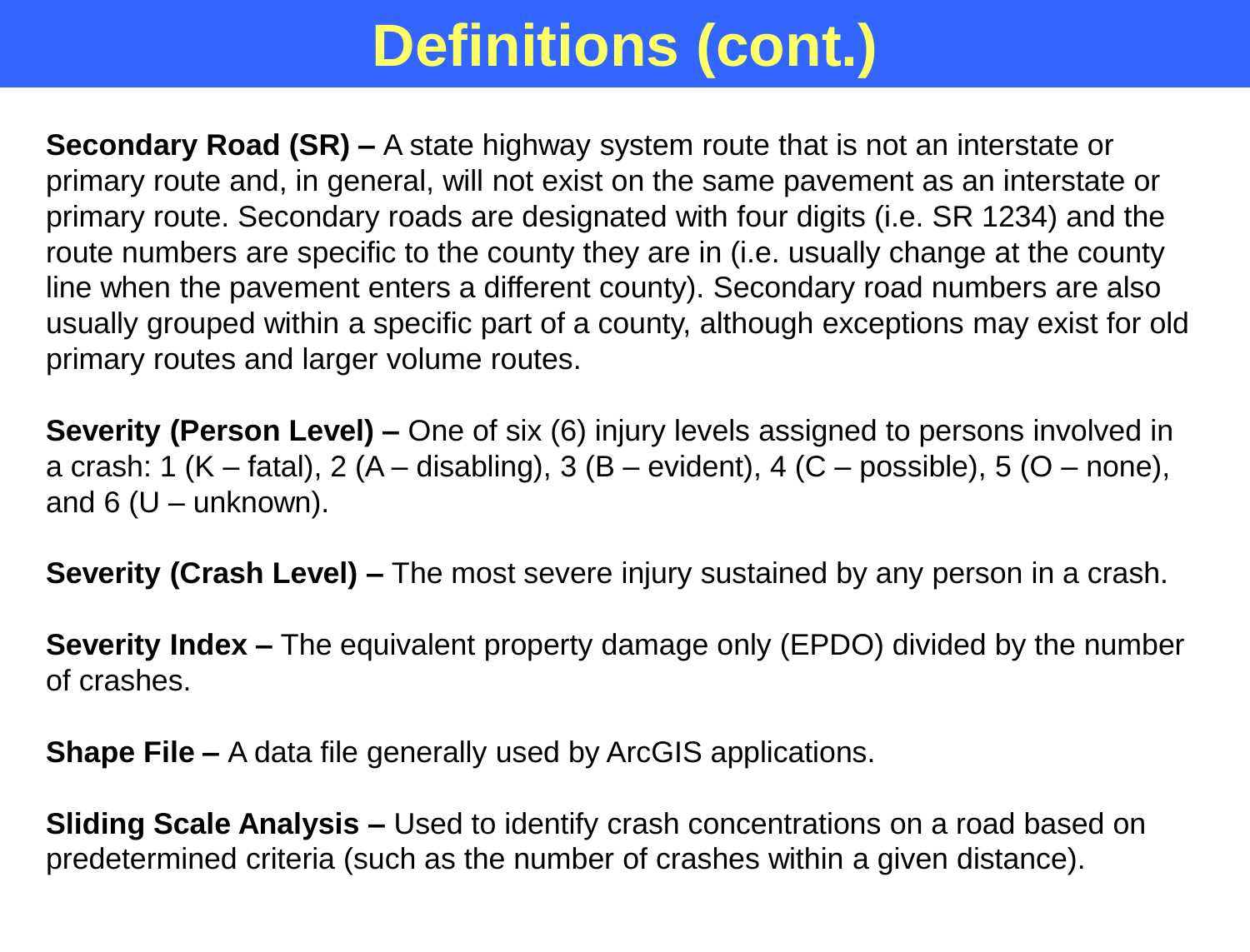# Definitions (cont.)

**Secondary Road (SR) –** A state highway system route that is not an interstate or primary route and, in general, will not exist on the same pavement as an interstate or primary route. Secondary roads are designated with four digits (i.e. SR 1234) and the route numbers are specific to the county they are in (i.e. usually change at the county line when the pavement enters a different county). Secondary road numbers are also usually grouped within a specific part of a county, although exceptions may exist for old primary routes and larger volume routes.

**Severity (Person Level) –** One of six (6) injury levels assigned to persons involved in a crash: 1 (K – fatal), 2 (A – disabling), 3 (B – evident), 4 (C – possible), 5 (O – none), and 6 (U – unknown).

**Severity (Crash Level) –** The most severe injury sustained by any person in a crash.

**Severity Index –** The equivalent property damage only (EPDO) divided by the number of crashes.

**Shape File –** A data file generally used by ArcGIS applications.

**Sliding Scale Analysis –** Used to identify crash concentrations on a road based on predetermined criteria (such as the number of crashes within a given distance).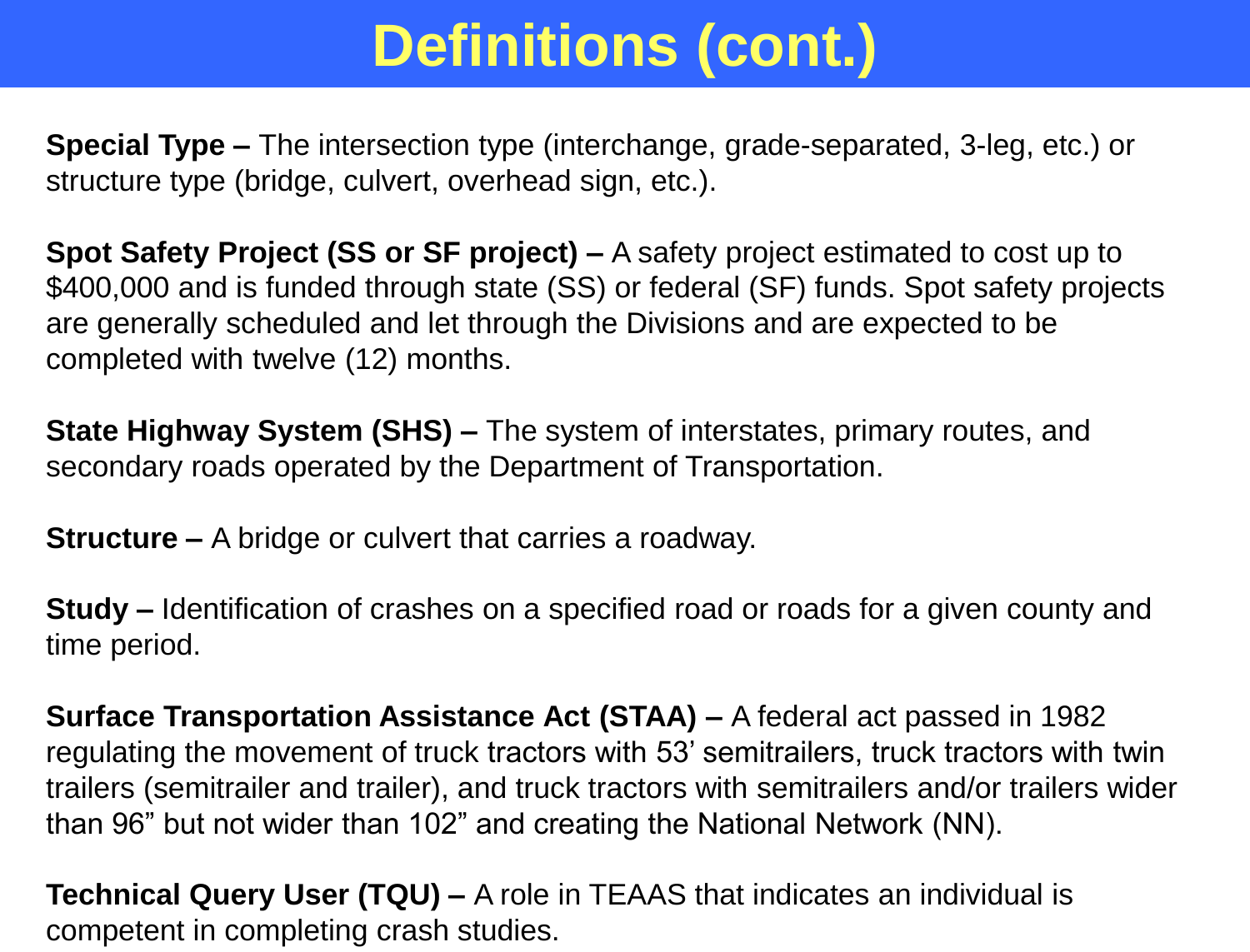# Definitions (cont.)

**Special Type –** The intersection type (interchange, grade-separated, 3-leg, etc.) or structure type (bridge, culvert, overhead sign, etc.).

**Spot Safety Project (SS or SF project) –** A safety project estimated to cost up to $400,000 and is funded through state (SS) or federal (SF) funds. Spot safety projects are generally scheduled and let through the Divisions and are expected to be completed with twelve (12) months.

**State Highway System (SHS) –** The system of interstates, primary routes, and secondary roads operated by the Department of Transportation.

**Structure –** A bridge or culvert that carries a roadway.

**Study –** Identification of crashes on a specified road or roads for a given county and time period.

**Surface Transportation Assistance Act (STAA) –** A federal act passed in 1982 regulating the movement of truck tractors with 53' semitrailers, truck tractors with twin trailers (semitrailer and trailer), and truck tractors with semitrailers and/or trailers wider than 96" but not wider than 102" and creating the National Network (NN).

**Technical Query User (TQU) –** A role in TEAAS that indicates an individual is competent in completing crash studies.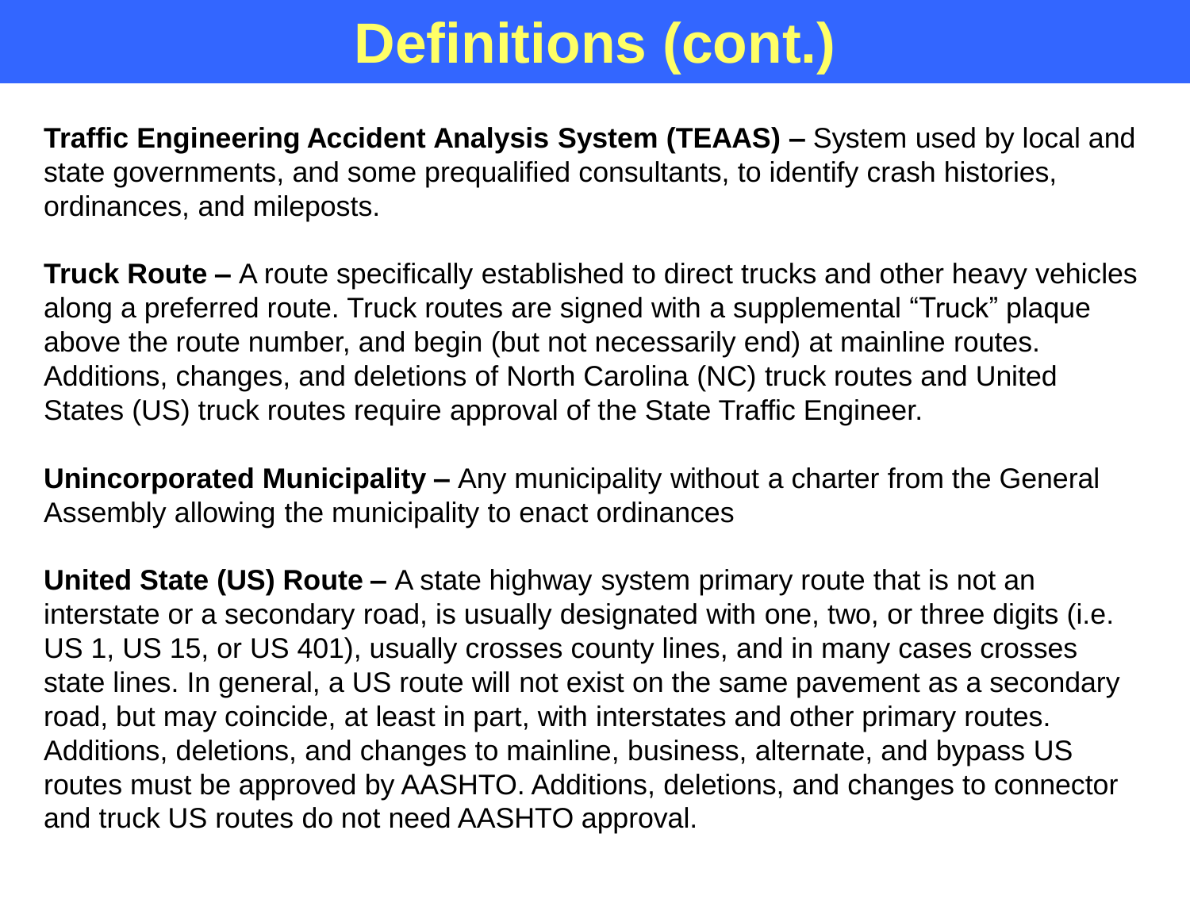# Definitions (cont.)

**Traffic Engineering Accident Analysis System (TEAAS) –** System used by local and state governments, and some prequalified consultants, to identify crash histories, ordinances, and mileposts.

**Truck Route –** A route specifically established to direct trucks and other heavy vehicles along a preferred route. Truck routes are signed with a supplemental “Truck” plaque above the route number, and begin (but not necessarily end) at mainline routes. Additions, changes, and deletions of North Carolina (NC) truck routes and United States (US) truck routes require approval of the State Traffic Engineer.

**Unincorporated Municipality –** Any municipality without a charter from the General Assembly allowing the municipality to enact ordinances

**United State (US) Route –** A state highway system primary route that is not an interstate or a secondary road, is usually designated with one, two, or three digits (i.e. US 1, US 15, or US 401), usually crosses county lines, and in many cases crosses state lines. In general, a US route will not exist on the same pavement as a secondary road, but may coincide, at least in part, with interstates and other primary routes. Additions, deletions, and changes to mainline, business, alternate, and bypass US routes must be approved by AASHTO. Additions, deletions, and changes to connector and truck US routes do not need AASHTO approval.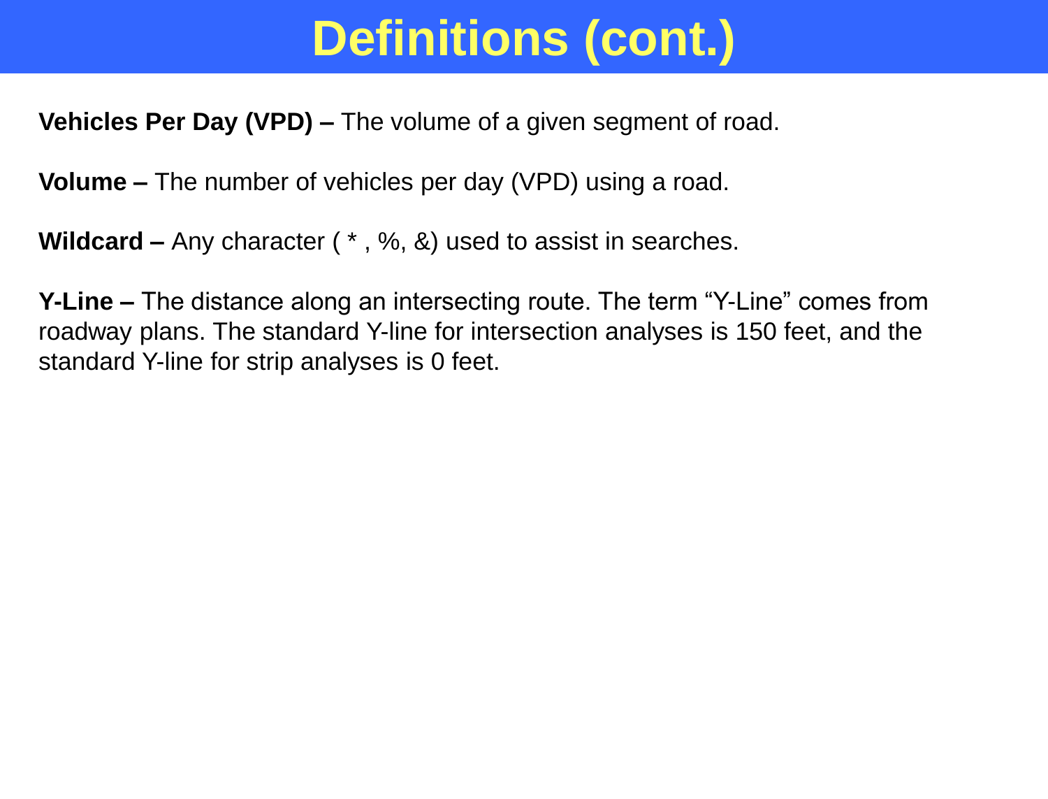# Definitions (cont.)

**Vehicles Per Day (VPD) –** The volume of a given segment of road.

**Volume –** The number of vehicles per day (VPD) using a road.

**Wildcard –** Any character ( * , %, &) used to assist in searches.

**Y-Line –** The distance along an intersecting route. The term “Y-Line” comes from roadway plans. The standard Y-line for intersection analyses is 150 feet, and the standard Y-line for strip analyses is 0 feet.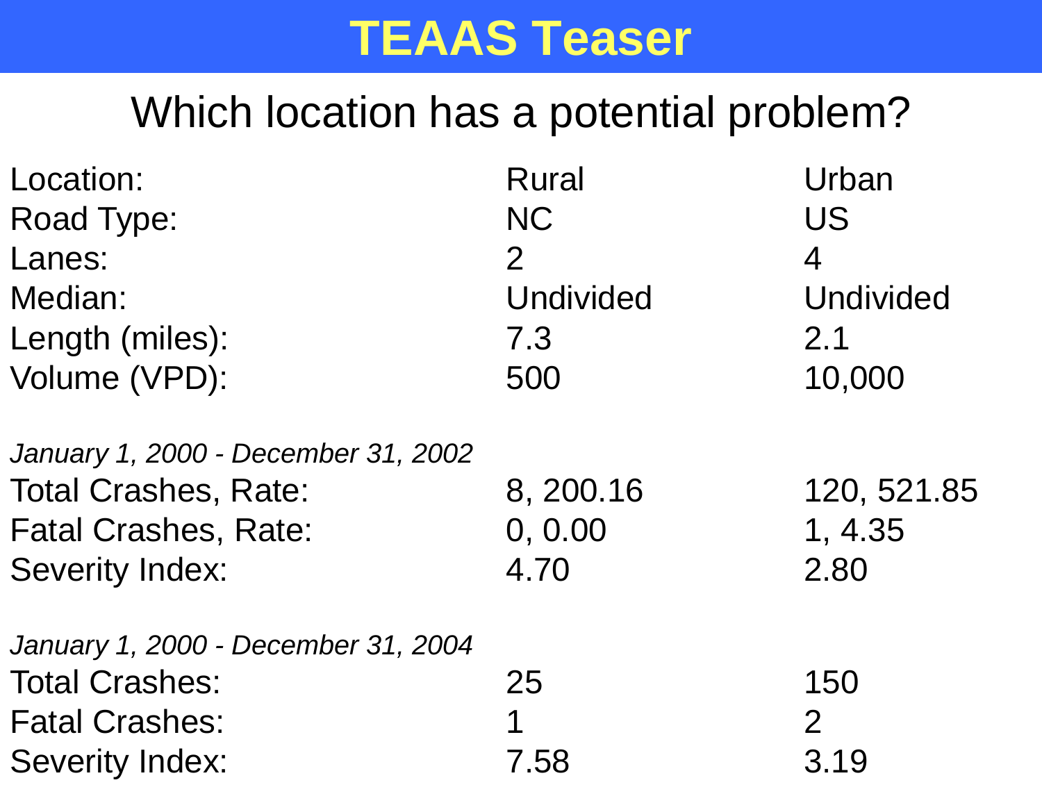# TEAAS Teaser

## Which location has a potential problem?

| | | |
|---|---|---|
| Location: | Rural | Urban |
| Road Type: | NC | US |
| Lanes: | 2 | 4 |
| Median: | Undivided | Undivided |
| Length (miles): | 7.3 | 2.1 |
| Volume (VPD): | 500 | 10,000 |
| *January 1, 2000 - December 31, 2002* | | |
| Total Crashes, Rate: | 8, 200.16 | 120, 521.85 |
| Fatal Crashes, Rate: | 0, 0.00 | 1, 4.35 |
| Severity Index: | 4.70 | 2.80 |
| *January 1, 2000 - December 31, 2004* | | |
| Total Crashes: | 25 | 150 |
| Fatal Crashes: | 1 | 2 |
| Severity Index: | 7.58 | 3.19 |